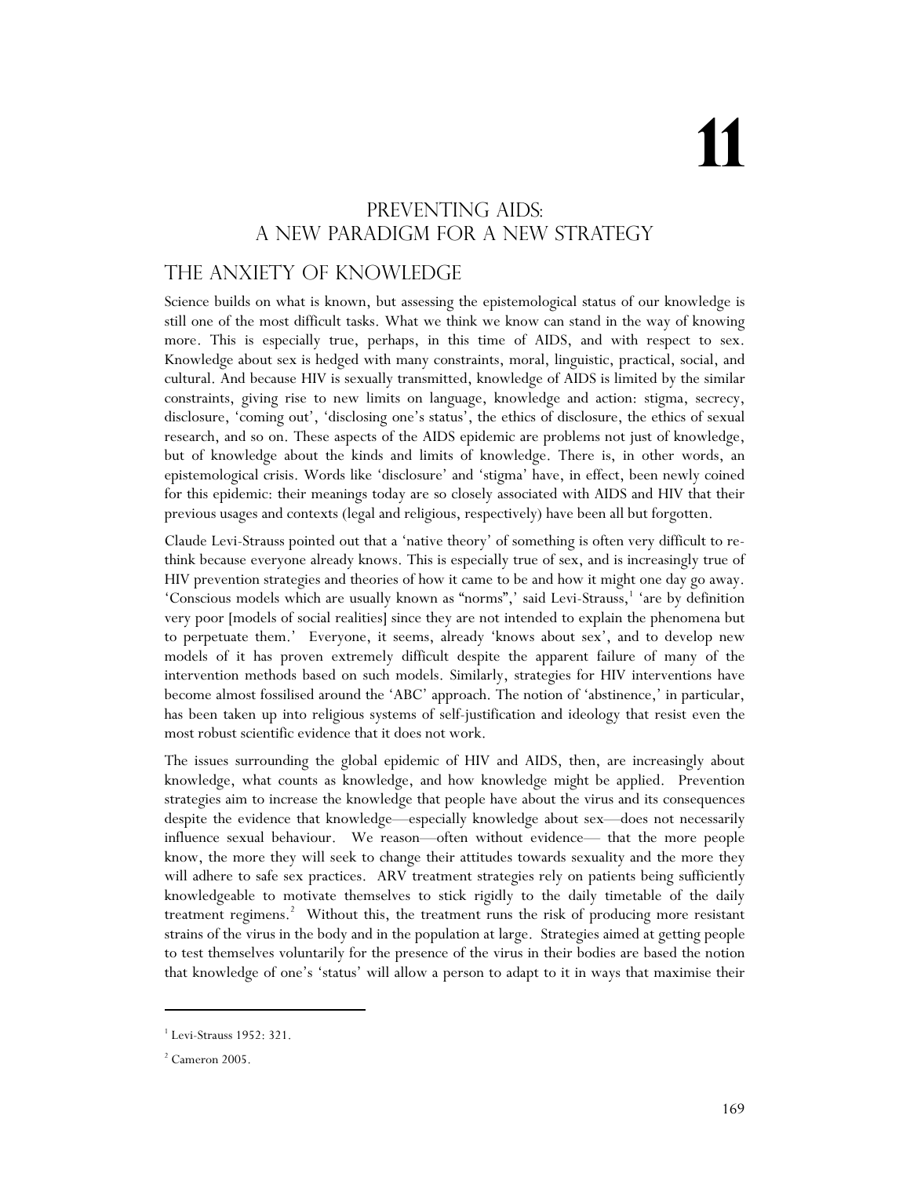# 11

# PREVENTING AIDS: A NEW PARADIGM FOR A NEW STRATEGY

## THE ANXIETY OF KNOWLEDGE

Science builds on what is known, but assessing the epistemological status of our knowledge is still one of the most difficult tasks. What we think we know can stand in the way of knowing more. This is especially true, perhaps, in this time of AIDS, and with respect to sex. Knowledge about sex is hedged with many constraints, moral, linguistic, practical, social, and cultural. And because HIV is sexually transmitted, knowledge of AIDS is limited by the similar constraints, giving rise to new limits on language, knowledge and action: stigma, secrecy, disclosure, 'coming out', 'disclosing one's status', the ethics of disclosure, the ethics of sexual research, and so on. These aspects of the AIDS epidemic are problems not just of knowledge, but of knowledge about the kinds and limits of knowledge. There is, in other words, an epistemological crisis. Words like 'disclosure' and 'stigma' have, in effect, been newly coined for this epidemic: their meanings today are so closely associated with AIDS and HIV that their previous usages and contexts (legal and religious, respectively) have been all but forgotten.

Claude Levi-Strauss pointed out that a 'native theory' of something is often very difficult to re-think because everyone already knows. This is especially true of sex, and is increasingly true of HIV prevention strategies and theories of how it came to be and how it might one day go away. 'Conscious models which are usually known as "norms",' said Levi-Strauss,[1] 'are by definition very poor [models of social realities] since they are not intended to explain the phenomena but to perpetuate them.' Everyone, it seems, already 'knows about sex', and to develop new models of it has proven extremely difficult despite the apparent failure of many of the intervention methods based on such models. Similarly, strategies for HIV interventions have become almost fossilised around the 'ABC' approach. The notion of 'abstinence,' in particular, has been taken up into religious systems of self-justification and ideology that resist even the most robust scientific evidence that it does not work.

The issues surrounding the global epidemic of HIV and AIDS, then, are increasingly about knowledge, what counts as knowledge, and how knowledge might be applied. Prevention strategies aim to increase the knowledge that people have about the virus and its consequences despite the evidence that knowledge—especially knowledge about sex—does not necessarily influence sexual behaviour. We reason—often without evidence— that the more people know, the more they will seek to change their attitudes towards sexuality and the more they will adhere to safe sex practices. ARV treatment strategies rely on patients being sufficiently knowledgeable to motivate themselves to stick rigidly to the daily timetable of the daily treatment regimens.[2] Without this, the treatment runs the risk of producing more resistant strains of the virus in the body and in the population at large. Strategies aimed at getting people to test themselves voluntarily for the presence of the virus in their bodies are based the notion that knowledge of one's 'status' will allow a person to adapt to it in ways that maximise their

---

[1] Levi-Strauss 1952: 321.

[2] Cameron 2005.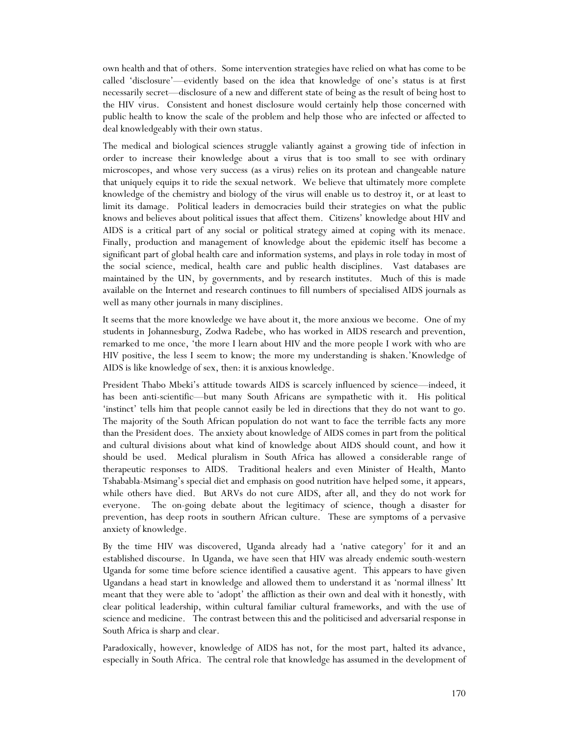own health and that of others. Some intervention strategies have relied on what has come to be called 'disclosure'—evidently based on the idea that knowledge of one's status is at first necessarily secret—disclosure of a new and different state of being as the result of being host to the HIV virus. Consistent and honest disclosure would certainly help those concerned with public health to know the scale of the problem and help those who are infected or affected to deal knowledgeably with their own status.

The medical and biological sciences struggle valiantly against a growing tide of infection in order to increase their knowledge about a virus that is too small to see with ordinary microscopes, and whose very success (as a virus) relies on its protean and changeable nature that uniquely equips it to ride the sexual network. We believe that ultimately more complete knowledge of the chemistry and biology of the virus will enable us to destroy it, or at least to limit its damage. Political leaders in democracies build their strategies on what the public knows and believes about political issues that affect them. Citizens' knowledge about HIV and AIDS is a critical part of any social or political strategy aimed at coping with its menace. Finally, production and management of knowledge about the epidemic itself has become a significant part of global health care and information systems, and plays in role today in most of the social science, medical, health care and public health disciplines. Vast databases are maintained by the UN, by governments, and by research institutes. Much of this is made available on the Internet and research continues to fill numbers of specialised AIDS journals as well as many other journals in many disciplines.

It seems that the more knowledge we have about it, the more anxious we become. One of my students in Johannesburg, Zodwa Radebe, who has worked in AIDS research and prevention, remarked to me once, 'the more I learn about HIV and the more people I work with who are HIV positive, the less I seem to know; the more my understanding is shaken.'Knowledge of AIDS is like knowledge of sex, then: it is anxious knowledge.

President Thabo Mbeki's attitude towards AIDS is scarcely influenced by science—indeed, it has been anti-scientific—but many South Africans are sympathetic with it. His political 'instinct' tells him that people cannot easily be led in directions that they do not want to go. The majority of the South African population do not want to face the terrible facts any more than the President does. The anxiety about knowledge of AIDS comes in part from the political and cultural divisions about what kind of knowledge about AIDS should count, and how it should be used. Medical pluralism in South Africa has allowed a considerable range of therapeutic responses to AIDS. Traditional healers and even Minister of Health, Manto Tshababla-Msimang's special diet and emphasis on good nutrition have helped some, it appears, while others have died. But ARVs do not cure AIDS, after all, and they do not work for everyone. The on-going debate about the legitimacy of science, though a disaster for prevention, has deep roots in southern African culture. These are symptoms of a pervasive anxiety of knowledge.

By the time HIV was discovered, Uganda already had a 'native category' for it and an established discourse. In Uganda, we have seen that HIV was already endemic south-western Uganda for some time before science identified a causative agent. This appears to have given Ugandans a head start in knowledge and allowed them to understand it as 'normal illness' Itt meant that they were able to 'adopt' the affliction as their own and deal with it honestly, with clear political leadership, within cultural familiar cultural frameworks, and with the use of science and medicine. The contrast between this and the politicised and adversarial response in South Africa is sharp and clear.

Paradoxically, however, knowledge of AIDS has not, for the most part, halted its advance, especially in South Africa. The central role that knowledge has assumed in the development of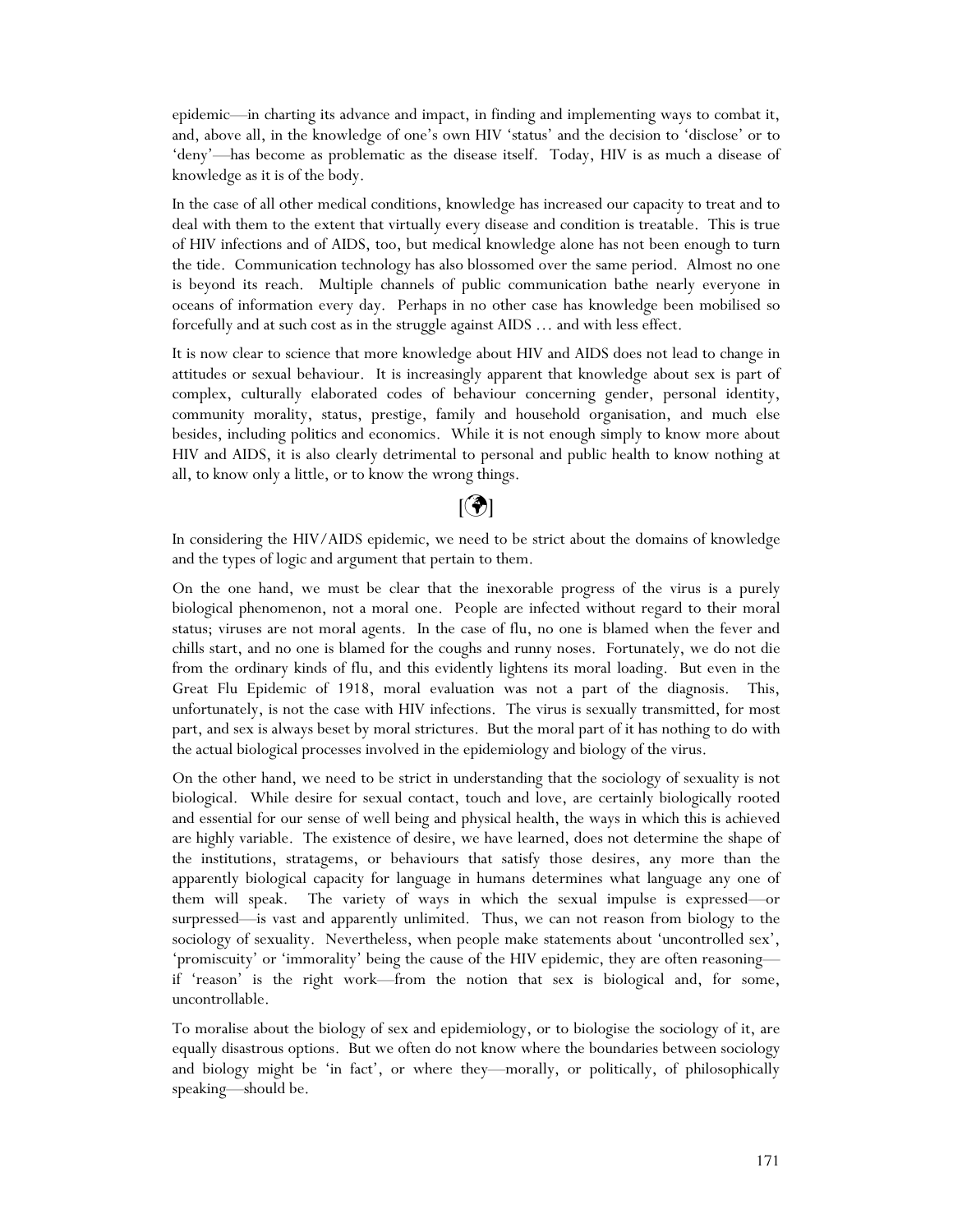epidemic—in charting its advance and impact, in finding and implementing ways to combat it, and, above all, in the knowledge of one's own HIV 'status' and the decision to 'disclose' or to 'deny'—has become as problematic as the disease itself. Today, HIV is as much a disease of knowledge as it is of the body.

In the case of all other medical conditions, knowledge has increased our capacity to treat and to deal with them to the extent that virtually every disease and condition is treatable. This is true of HIV infections and of AIDS, too, but medical knowledge alone has not been enough to turn the tide. Communication technology has also blossomed over the same period. Almost no one is beyond its reach. Multiple channels of public communication bathe nearly everyone in oceans of information every day. Perhaps in no other case has knowledge been mobilised so forcefully and at such cost as in the struggle against AIDS … and with less effect.

It is now clear to science that more knowledge about HIV and AIDS does not lead to change in attitudes or sexual behaviour. It is increasingly apparent that knowledge about sex is part of complex, culturally elaborated codes of behaviour concerning gender, personal identity, community morality, status, prestige, family and household organisation, and much else besides, including politics and economics. While it is not enough simply to know more about HIV and AIDS, it is also clearly detrimental to personal and public health to know nothing at all, to know only a little, or to know the wrong things.

[🌍]

In considering the HIV/AIDS epidemic, we need to be strict about the domains of knowledge and the types of logic and argument that pertain to them.

On the one hand, we must be clear that the inexorable progress of the virus is a purely biological phenomenon, not a moral one. People are infected without regard to their moral status; viruses are not moral agents. In the case of flu, no one is blamed when the fever and chills start, and no one is blamed for the coughs and runny noses. Fortunately, we do not die from the ordinary kinds of flu, and this evidently lightens its moral loading. But even in the Great Flu Epidemic of 1918, moral evaluation was not a part of the diagnosis. This, unfortunately, is not the case with HIV infections. The virus is sexually transmitted, for most part, and sex is always beset by moral strictures. But the moral part of it has nothing to do with the actual biological processes involved in the epidemiology and biology of the virus.

On the other hand, we need to be strict in understanding that the sociology of sexuality is not biological. While desire for sexual contact, touch and love, are certainly biologically rooted and essential for our sense of well being and physical health, the ways in which this is achieved are highly variable. The existence of desire, we have learned, does not determine the shape of the institutions, stratagems, or behaviours that satisfy those desires, any more than the apparently biological capacity for language in humans determines what language any one of them will speak. The variety of ways in which the sexual impulse is expressed—or surpressed—is vast and apparently unlimited. Thus, we can not reason from biology to the sociology of sexuality. Nevertheless, when people make statements about 'uncontrolled sex', 'promiscuity' or 'immorality' being the cause of the HIV epidemic, they are often reasoning—if 'reason' is the right work—from the notion that sex is biological and, for some, uncontrollable.

To moralise about the biology of sex and epidemiology, or to biologise the sociology of it, are equally disastrous options. But we often do not know where the boundaries between sociology and biology might be 'in fact', or where they—morally, or politically, of philosophically speaking—should be.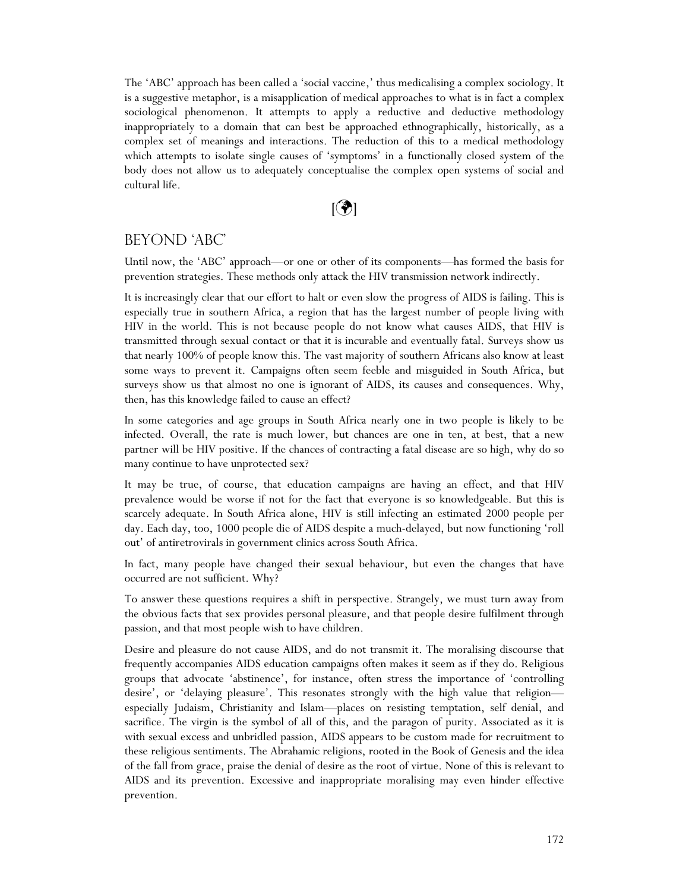The 'ABC' approach has been called a 'social vaccine,' thus medicalising a complex sociology. It is a suggestive metaphor, is a misapplication of medical approaches to what is in fact a complex sociological phenomenon. It attempts to apply a reductive and deductive methodology inappropriately to a domain that can best be approached ethnographically, historically, as a complex set of meanings and interactions. The reduction of this to a medical methodology which attempts to isolate single causes of 'symptoms' in a functionally closed system of the body does not allow us to adequately conceptualise the complex open systems of social and cultural life.

[🌍]

## BEYOND 'ABC'

Until now, the 'ABC' approach—or one or other of its components—has formed the basis for prevention strategies. These methods only attack the HIV transmission network indirectly.

It is increasingly clear that our effort to halt or even slow the progress of AIDS is failing. This is especially true in southern Africa, a region that has the largest number of people living with HIV in the world. This is not because people do not know what causes AIDS, that HIV is transmitted through sexual contact or that it is incurable and eventually fatal. Surveys show us that nearly 100% of people know this. The vast majority of southern Africans also know at least some ways to prevent it. Campaigns often seem feeble and misguided in South Africa, but surveys show us that almost no one is ignorant of AIDS, its causes and consequences. Why, then, has this knowledge failed to cause an effect?

In some categories and age groups in South Africa nearly one in two people is likely to be infected. Overall, the rate is much lower, but chances are one in ten, at best, that a new partner will be HIV positive. If the chances of contracting a fatal disease are so high, why do so many continue to have unprotected sex?

It may be true, of course, that education campaigns are having an effect, and that HIV prevalence would be worse if not for the fact that everyone is so knowledgeable. But this is scarcely adequate. In South Africa alone, HIV is still infecting an estimated 2000 people per day. Each day, too, 1000 people die of AIDS despite a much-delayed, but now functioning 'roll out' of antiretrovirals in government clinics across South Africa.

In fact, many people have changed their sexual behaviour, but even the changes that have occurred are not sufficient. Why?

To answer these questions requires a shift in perspective. Strangely, we must turn away from the obvious facts that sex provides personal pleasure, and that people desire fulfilment through passion, and that most people wish to have children.

Desire and pleasure do not cause AIDS, and do not transmit it. The moralising discourse that frequently accompanies AIDS education campaigns often makes it seem as if they do. Religious groups that advocate 'abstinence', for instance, often stress the importance of 'controlling desire', or 'delaying pleasure'. This resonates strongly with the high value that religion—especially Judaism, Christianity and Islam—places on resisting temptation, self denial, and sacrifice. The virgin is the symbol of all of this, and the paragon of purity. Associated as it is with sexual excess and unbridled passion, AIDS appears to be custom made for recruitment to these religious sentiments. The Abrahamic religions, rooted in the Book of Genesis and the idea of the fall from grace, praise the denial of desire as the root of virtue. None of this is relevant to AIDS and its prevention. Excessive and inappropriate moralising may even hinder effective prevention.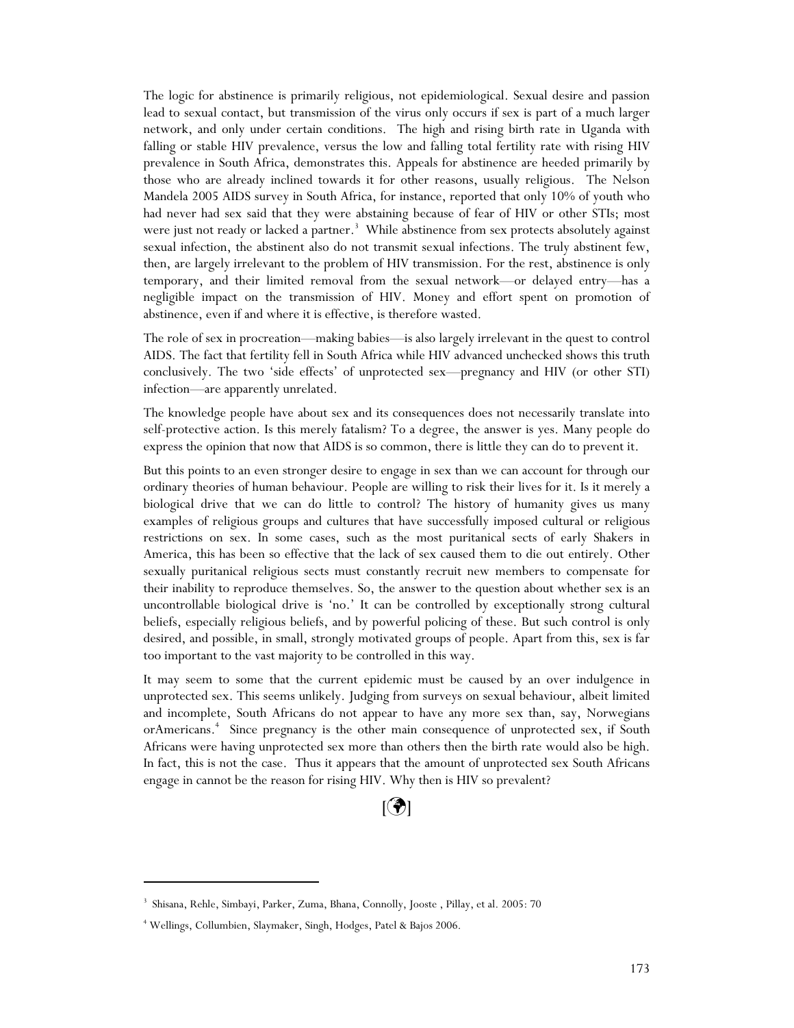The logic for abstinence is primarily religious, not epidemiological. Sexual desire and passion lead to sexual contact, but transmission of the virus only occurs if sex is part of a much larger network, and only under certain conditions. The high and rising birth rate in Uganda with falling or stable HIV prevalence, versus the low and falling total fertility rate with rising HIV prevalence in South Africa, demonstrates this. Appeals for abstinence are heeded primarily by those who are already inclined towards it for other reasons, usually religious. The Nelson Mandela 2005 AIDS survey in South Africa, for instance, reported that only 10% of youth who had never had sex said that they were abstaining because of fear of HIV or other STIs; most were just not ready or lacked a partner.[3] While abstinence from sex protects absolutely against sexual infection, the abstinent also do not transmit sexual infections. The truly abstinent few, then, are largely irrelevant to the problem of HIV transmission. For the rest, abstinence is only temporary, and their limited removal from the sexual network—or delayed entry—has a negligible impact on the transmission of HIV. Money and effort spent on promotion of abstinence, even if and where it is effective, is therefore wasted.

The role of sex in procreation—making babies—is also largely irrelevant in the quest to control AIDS. The fact that fertility fell in South Africa while HIV advanced unchecked shows this truth conclusively. The two 'side effects' of unprotected sex—pregnancy and HIV (or other STI) infection—are apparently unrelated.

The knowledge people have about sex and its consequences does not necessarily translate into self-protective action. Is this merely fatalism? To a degree, the answer is yes. Many people do express the opinion that now that AIDS is so common, there is little they can do to prevent it.

But this points to an even stronger desire to engage in sex than we can account for through our ordinary theories of human behaviour. People are willing to risk their lives for it. Is it merely a biological drive that we can do little to control? The history of humanity gives us many examples of religious groups and cultures that have successfully imposed cultural or religious restrictions on sex. In some cases, such as the most puritanical sects of early Shakers in America, this has been so effective that the lack of sex caused them to die out entirely. Other sexually puritanical religious sects must constantly recruit new members to compensate for their inability to reproduce themselves. So, the answer to the question about whether sex is an uncontrollable biological drive is 'no.' It can be controlled by exceptionally strong cultural beliefs, especially religious beliefs, and by powerful policing of these. But such control is only desired, and possible, in small, strongly motivated groups of people. Apart from this, sex is far too important to the vast majority to be controlled in this way.

It may seem to some that the current epidemic must be caused by an over indulgence in unprotected sex. This seems unlikely. Judging from surveys on sexual behaviour, albeit limited and incomplete, South Africans do not appear to have any more sex than, say, Norwegians orAmericans.[4] Since pregnancy is the other main consequence of unprotected sex, if South Africans were having unprotected sex more than others then the birth rate would also be high. In fact, this is not the case. Thus it appears that the amount of unprotected sex South Africans engage in cannot be the reason for rising HIV. Why then is HIV so prevalent?

[🌍]

---

[3] Shisana, Rehle, Simbayi, Parker, Zuma, Bhana, Connolly, Jooste , Pillay, et al. 2005: 70

[4] Wellings, Collumbien, Slaymaker, Singh, Hodges, Patel & Bajos 2006.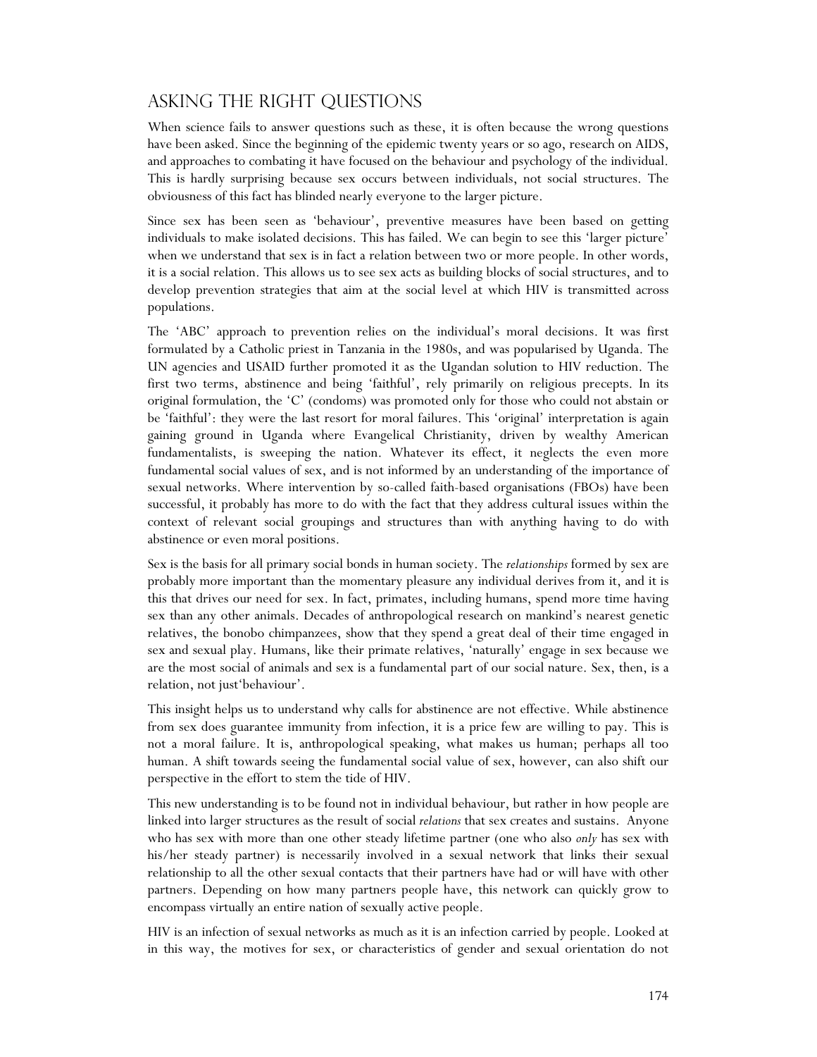## Asking the Right Questions

When science fails to answer questions such as these, it is often because the wrong questions have been asked. Since the beginning of the epidemic twenty years or so ago, research on AIDS, and approaches to combating it have focused on the behaviour and psychology of the individual. This is hardly surprising because sex occurs between individuals, not social structures. The obviousness of this fact has blinded nearly everyone to the larger picture.

Since sex has been seen as 'behaviour', preventive measures have been based on getting individuals to make isolated decisions. This has failed. We can begin to see this 'larger picture' when we understand that sex is in fact a relation between two or more people. In other words, it is a social relation. This allows us to see sex acts as building blocks of social structures, and to develop prevention strategies that aim at the social level at which HIV is transmitted across populations.

The 'ABC' approach to prevention relies on the individual's moral decisions. It was first formulated by a Catholic priest in Tanzania in the 1980s, and was popularised by Uganda. The UN agencies and USAID further promoted it as the Ugandan solution to HIV reduction. The first two terms, abstinence and being 'faithful', rely primarily on religious precepts. In its original formulation, the 'C' (condoms) was promoted only for those who could not abstain or be 'faithful': they were the last resort for moral failures. This 'original' interpretation is again gaining ground in Uganda where Evangelical Christianity, driven by wealthy American fundamentalists, is sweeping the nation. Whatever its effect, it neglects the even more fundamental social values of sex, and is not informed by an understanding of the importance of sexual networks. Where intervention by so-called faith-based organisations (FBOs) have been successful, it probably has more to do with the fact that they address cultural issues within the context of relevant social groupings and structures than with anything having to do with abstinence or even moral positions.

Sex is the basis for all primary social bonds in human society. The *relationships* formed by sex are probably more important than the momentary pleasure any individual derives from it, and it is this that drives our need for sex. In fact, primates, including humans, spend more time having sex than any other animals. Decades of anthropological research on mankind's nearest genetic relatives, the bonobo chimpanzees, show that they spend a great deal of their time engaged in sex and sexual play. Humans, like their primate relatives, 'naturally' engage in sex because we are the most social of animals and sex is a fundamental part of our social nature. Sex, then, is a relation, not just'behaviour'.

This insight helps us to understand why calls for abstinence are not effective. While abstinence from sex does guarantee immunity from infection, it is a price few are willing to pay. This is not a moral failure. It is, anthropological speaking, what makes us human; perhaps all too human. A shift towards seeing the fundamental social value of sex, however, can also shift our perspective in the effort to stem the tide of HIV.

This new understanding is to be found not in individual behaviour, but rather in how people are linked into larger structures as the result of social *relations* that sex creates and sustains. Anyone who has sex with more than one other steady lifetime partner (one who also *only* has sex with his/her steady partner) is necessarily involved in a sexual network that links their sexual relationship to all the other sexual contacts that their partners have had or will have with other partners. Depending on how many partners people have, this network can quickly grow to encompass virtually an entire nation of sexually active people.

HIV is an infection of sexual networks as much as it is an infection carried by people. Looked at in this way, the motives for sex, or characteristics of gender and sexual orientation do not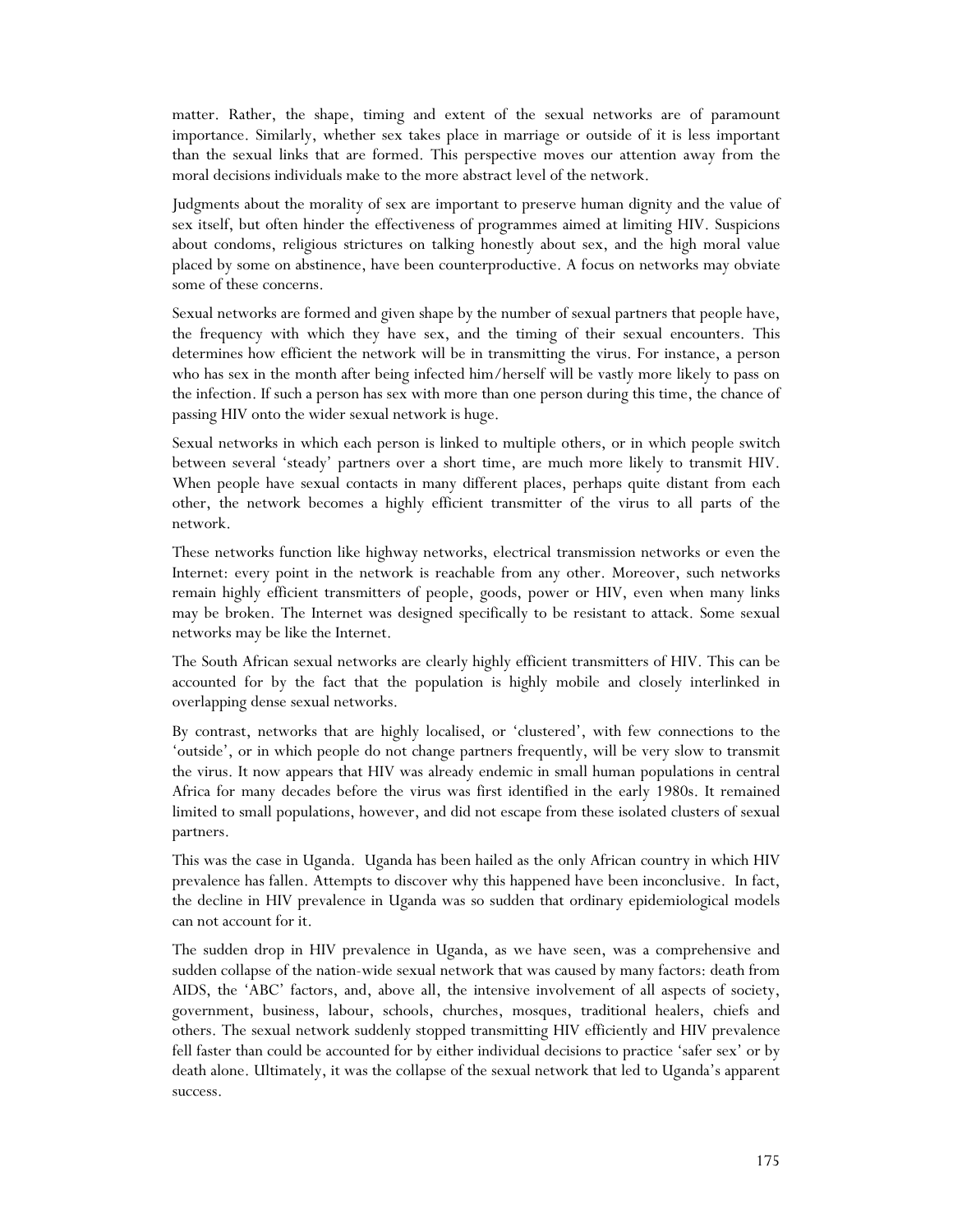matter. Rather, the shape, timing and extent of the sexual networks are of paramount importance. Similarly, whether sex takes place in marriage or outside of it is less important than the sexual links that are formed. This perspective moves our attention away from the moral decisions individuals make to the more abstract level of the network.

Judgments about the morality of sex are important to preserve human dignity and the value of sex itself, but often hinder the effectiveness of programmes aimed at limiting HIV. Suspicions about condoms, religious strictures on talking honestly about sex, and the high moral value placed by some on abstinence, have been counterproductive. A focus on networks may obviate some of these concerns.

Sexual networks are formed and given shape by the number of sexual partners that people have, the frequency with which they have sex, and the timing of their sexual encounters. This determines how efficient the network will be in transmitting the virus. For instance, a person who has sex in the month after being infected him/herself will be vastly more likely to pass on the infection. If such a person has sex with more than one person during this time, the chance of passing HIV onto the wider sexual network is huge.

Sexual networks in which each person is linked to multiple others, or in which people switch between several 'steady' partners over a short time, are much more likely to transmit HIV. When people have sexual contacts in many different places, perhaps quite distant from each other, the network becomes a highly efficient transmitter of the virus to all parts of the network.

These networks function like highway networks, electrical transmission networks or even the Internet: every point in the network is reachable from any other. Moreover, such networks remain highly efficient transmitters of people, goods, power or HIV, even when many links may be broken. The Internet was designed specifically to be resistant to attack. Some sexual networks may be like the Internet.

The South African sexual networks are clearly highly efficient transmitters of HIV. This can be accounted for by the fact that the population is highly mobile and closely interlinked in overlapping dense sexual networks.

By contrast, networks that are highly localised, or 'clustered', with few connections to the 'outside', or in which people do not change partners frequently, will be very slow to transmit the virus. It now appears that HIV was already endemic in small human populations in central Africa for many decades before the virus was first identified in the early 1980s. It remained limited to small populations, however, and did not escape from these isolated clusters of sexual partners.

This was the case in Uganda. Uganda has been hailed as the only African country in which HIV prevalence has fallen. Attempts to discover why this happened have been inconclusive. In fact, the decline in HIV prevalence in Uganda was so sudden that ordinary epidemiological models can not account for it.

The sudden drop in HIV prevalence in Uganda, as we have seen, was a comprehensive and sudden collapse of the nation-wide sexual network that was caused by many factors: death from AIDS, the 'ABC' factors, and, above all, the intensive involvement of all aspects of society, government, business, labour, schools, churches, mosques, traditional healers, chiefs and others. The sexual network suddenly stopped transmitting HIV efficiently and HIV prevalence fell faster than could be accounted for by either individual decisions to practice 'safer sex' or by death alone. Ultimately, it was the collapse of the sexual network that led to Uganda's apparent success.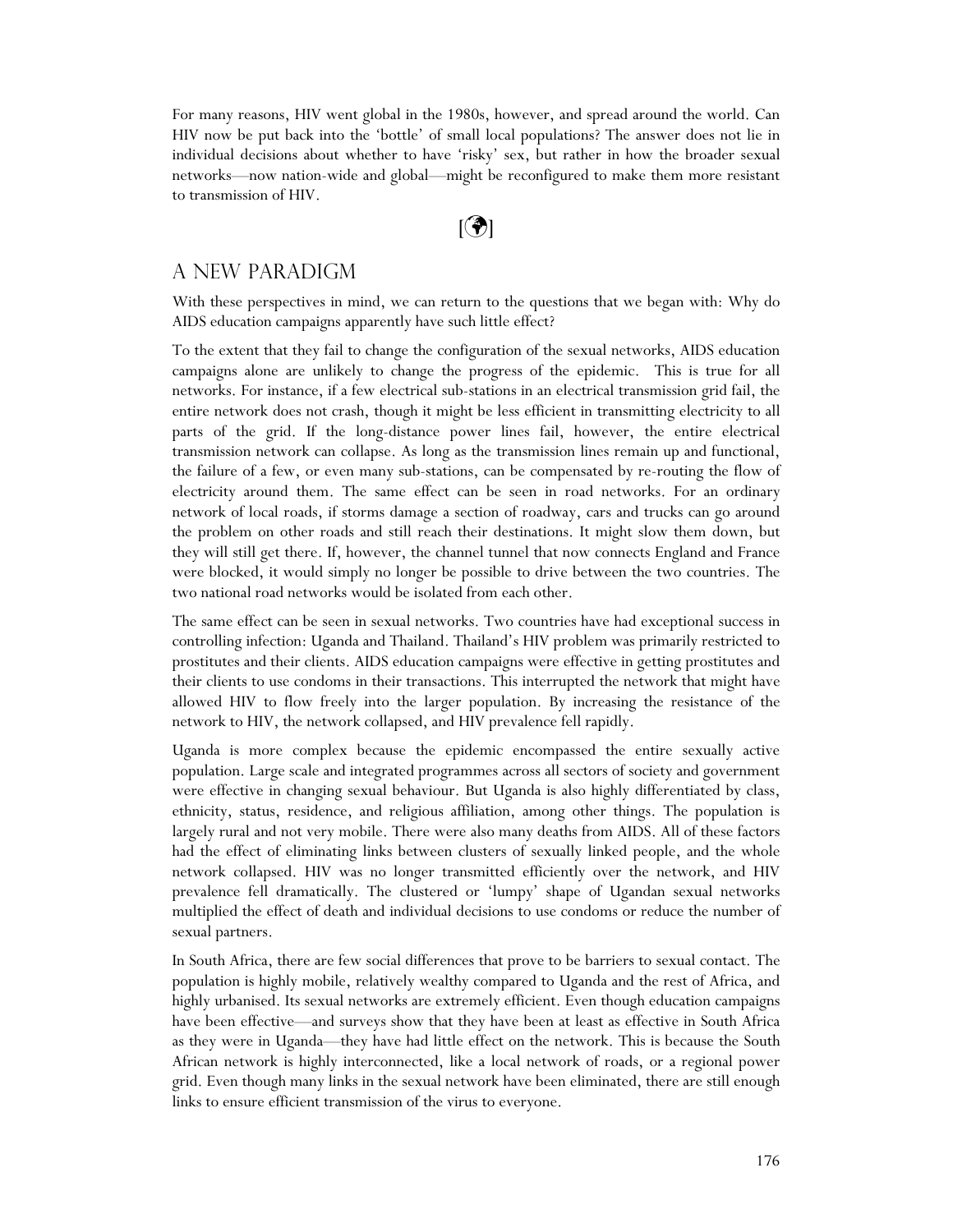For many reasons, HIV went global in the 1980s, however, and spread around the world. Can HIV now be put back into the 'bottle' of small local populations? The answer does not lie in individual decisions about whether to have 'risky' sex, but rather in how the broader sexual networks—now nation-wide and global—might be reconfigured to make them more resistant to transmission of HIV.

[🌍]

## A NEW PARADIGM

With these perspectives in mind, we can return to the questions that we began with: Why do AIDS education campaigns apparently have such little effect?

To the extent that they fail to change the configuration of the sexual networks, AIDS education campaigns alone are unlikely to change the progress of the epidemic. This is true for all networks. For instance, if a few electrical sub-stations in an electrical transmission grid fail, the entire network does not crash, though it might be less efficient in transmitting electricity to all parts of the grid. If the long-distance power lines fail, however, the entire electrical transmission network can collapse. As long as the transmission lines remain up and functional, the failure of a few, or even many sub-stations, can be compensated by re-routing the flow of electricity around them. The same effect can be seen in road networks. For an ordinary network of local roads, if storms damage a section of roadway, cars and trucks can go around the problem on other roads and still reach their destinations. It might slow them down, but they will still get there. If, however, the channel tunnel that now connects England and France were blocked, it would simply no longer be possible to drive between the two countries. The two national road networks would be isolated from each other.

The same effect can be seen in sexual networks. Two countries have had exceptional success in controlling infection: Uganda and Thailand. Thailand's HIV problem was primarily restricted to prostitutes and their clients. AIDS education campaigns were effective in getting prostitutes and their clients to use condoms in their transactions. This interrupted the network that might have allowed HIV to flow freely into the larger population. By increasing the resistance of the network to HIV, the network collapsed, and HIV prevalence fell rapidly.

Uganda is more complex because the epidemic encompassed the entire sexually active population. Large scale and integrated programmes across all sectors of society and government were effective in changing sexual behaviour. But Uganda is also highly differentiated by class, ethnicity, status, residence, and religious affiliation, among other things. The population is largely rural and not very mobile. There were also many deaths from AIDS. All of these factors had the effect of eliminating links between clusters of sexually linked people, and the whole network collapsed. HIV was no longer transmitted efficiently over the network, and HIV prevalence fell dramatically. The clustered or 'lumpy' shape of Ugandan sexual networks multiplied the effect of death and individual decisions to use condoms or reduce the number of sexual partners.

In South Africa, there are few social differences that prove to be barriers to sexual contact. The population is highly mobile, relatively wealthy compared to Uganda and the rest of Africa, and highly urbanised. Its sexual networks are extremely efficient. Even though education campaigns have been effective—and surveys show that they have been at least as effective in South Africa as they were in Uganda—they have had little effect on the network. This is because the South African network is highly interconnected, like a local network of roads, or a regional power grid. Even though many links in the sexual network have been eliminated, there are still enough links to ensure efficient transmission of the virus to everyone.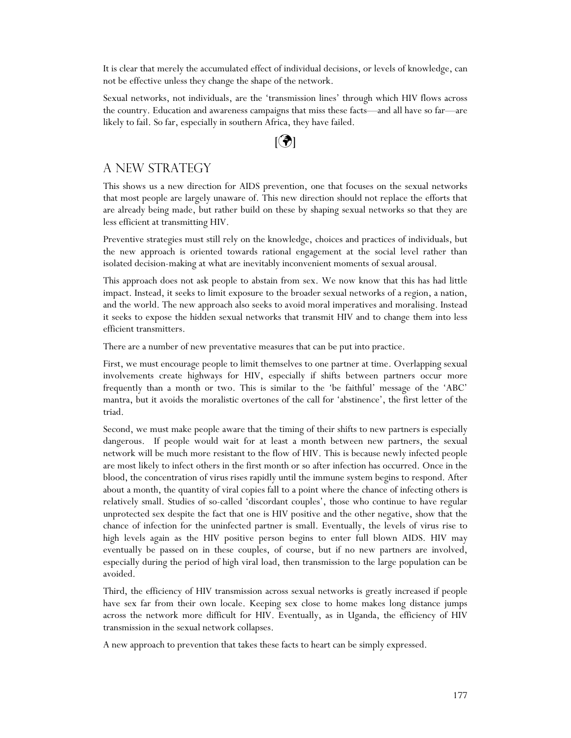It is clear that merely the accumulated effect of individual decisions, or levels of knowledge, can not be effective unless they change the shape of the network.

Sexual networks, not individuals, are the 'transmission lines' through which HIV flows across the country. Education and awareness campaigns that miss these facts—and all have so far—are likely to fail. So far, especially in southern Africa, they have failed.

[🌍]

## A NEW STRATEGY

This shows us a new direction for AIDS prevention, one that focuses on the sexual networks that most people are largely unaware of. This new direction should not replace the efforts that are already being made, but rather build on these by shaping sexual networks so that they are less efficient at transmitting HIV.

Preventive strategies must still rely on the knowledge, choices and practices of individuals, but the new approach is oriented towards rational engagement at the social level rather than isolated decision-making at what are inevitably inconvenient moments of sexual arousal.

This approach does not ask people to abstain from sex. We now know that this has had little impact. Instead, it seeks to limit exposure to the broader sexual networks of a region, a nation, and the world. The new approach also seeks to avoid moral imperatives and moralising. Instead it seeks to expose the hidden sexual networks that transmit HIV and to change them into less efficient transmitters.

There are a number of new preventative measures that can be put into practice.

First, we must encourage people to limit themselves to one partner at time. Overlapping sexual involvements create highways for HIV, especially if shifts between partners occur more frequently than a month or two. This is similar to the 'be faithful' message of the 'ABC' mantra, but it avoids the moralistic overtones of the call for 'abstinence', the first letter of the triad.

Second, we must make people aware that the timing of their shifts to new partners is especially dangerous. If people would wait for at least a month between new partners, the sexual network will be much more resistant to the flow of HIV. This is because newly infected people are most likely to infect others in the first month or so after infection has occurred. Once in the blood, the concentration of virus rises rapidly until the immune system begins to respond. After about a month, the quantity of viral copies fall to a point where the chance of infecting others is relatively small. Studies of so-called 'discordant couples', those who continue to have regular unprotected sex despite the fact that one is HIV positive and the other negative, show that the chance of infection for the uninfected partner is small. Eventually, the levels of virus rise to high levels again as the HIV positive person begins to enter full blown AIDS. HIV may eventually be passed on in these couples, of course, but if no new partners are involved, especially during the period of high viral load, then transmission to the large population can be avoided.

Third, the efficiency of HIV transmission across sexual networks is greatly increased if people have sex far from their own locale. Keeping sex close to home makes long distance jumps across the network more difficult for HIV. Eventually, as in Uganda, the efficiency of HIV transmission in the sexual network collapses.

A new approach to prevention that takes these facts to heart can be simply expressed.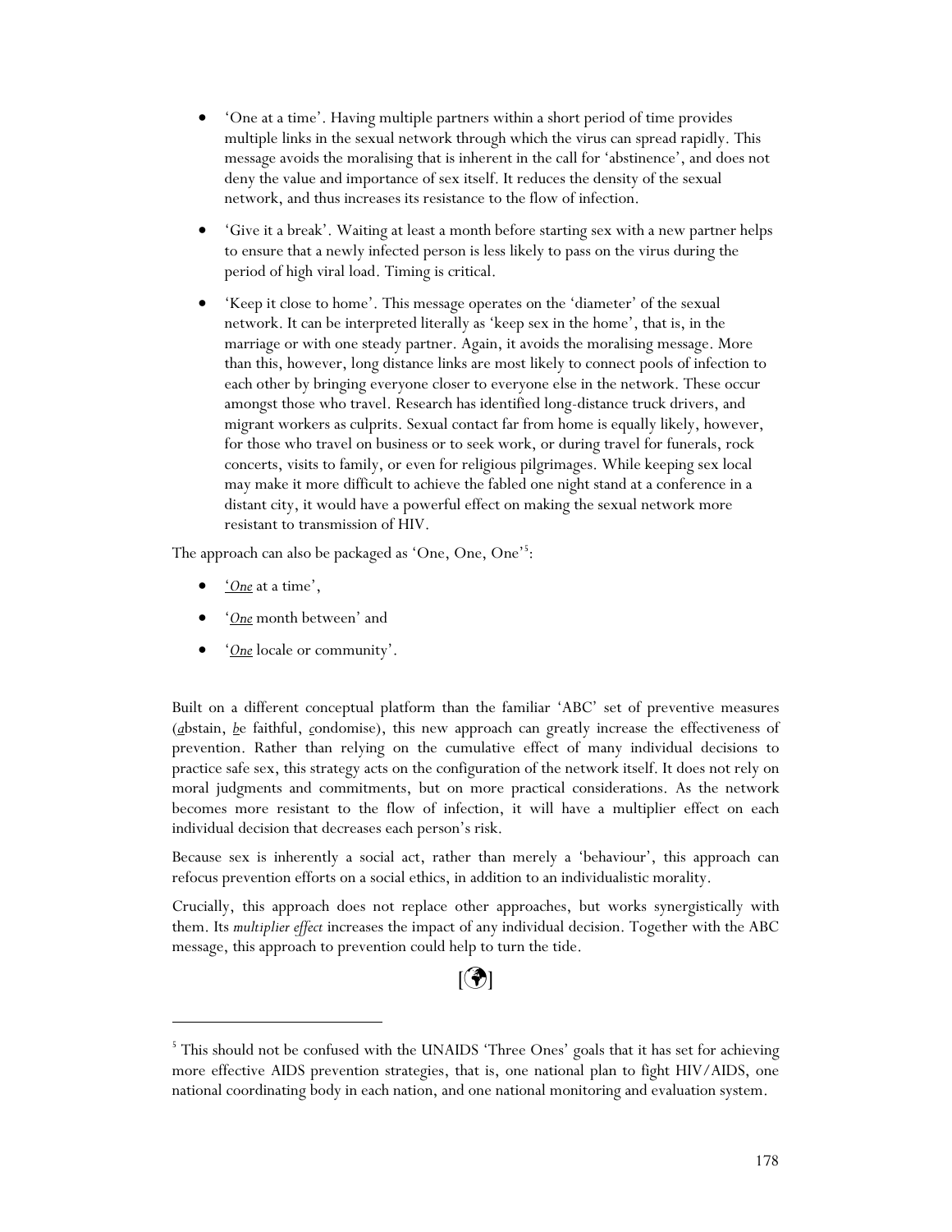- 'One at a time'. Having multiple partners within a short period of time provides multiple links in the sexual network through which the virus can spread rapidly. This message avoids the moralising that is inherent in the call for 'abstinence', and does not deny the value and importance of sex itself. It reduces the density of the sexual network, and thus increases its resistance to the flow of infection.
- 'Give it a break'. Waiting at least a month before starting sex with a new partner helps to ensure that a newly infected person is less likely to pass on the virus during the period of high viral load. Timing is critical.
- 'Keep it close to home'. This message operates on the 'diameter' of the sexual network. It can be interpreted literally as 'keep sex in the home', that is, in the marriage or with one steady partner. Again, it avoids the moralising message. More than this, however, long distance links are most likely to connect pools of infection to each other by bringing everyone closer to everyone else in the network. These occur amongst those who travel. Research has identified long-distance truck drivers, and migrant workers as culprits. Sexual contact far from home is equally likely, however, for those who travel on business or to seek work, or during travel for funerals, rock concerts, visits to family, or even for religious pilgrimages. While keeping sex local may make it more difficult to achieve the fabled one night stand at a conference in a distant city, it would have a powerful effect on making the sexual network more resistant to transmission of HIV.

The approach can also be packaged as 'One, One, One'[5]:

- '*One* at a time',
- '*One* month between' and
- '*One* locale or community'.

Built on a different conceptual platform than the familiar 'ABC' set of preventive measures (*a*bstain, *b*e faithful, *c*ondomise), this new approach can greatly increase the effectiveness of prevention. Rather than relying on the cumulative effect of many individual decisions to practice safe sex, this strategy acts on the configuration of the network itself. It does not rely on moral judgments and commitments, but on more practical considerations. As the network becomes more resistant to the flow of infection, it will have a multiplier effect on each individual decision that decreases each person's risk.

Because sex is inherently a social act, rather than merely a 'behaviour', this approach can refocus prevention efforts on a social ethics, in addition to an individualistic morality.

Crucially, this approach does not replace other approaches, but works synergistically with them. Its *multiplier effect* increases the impact of any individual decision. Together with the ABC message, this approach to prevention could help to turn the tide.

[🌍]

[5] This should not be confused with the UNAIDS 'Three Ones' goals that it has set for achieving more effective AIDS prevention strategies, that is, one national plan to fight HIV/AIDS, one national coordinating body in each nation, and one national monitoring and evaluation system.